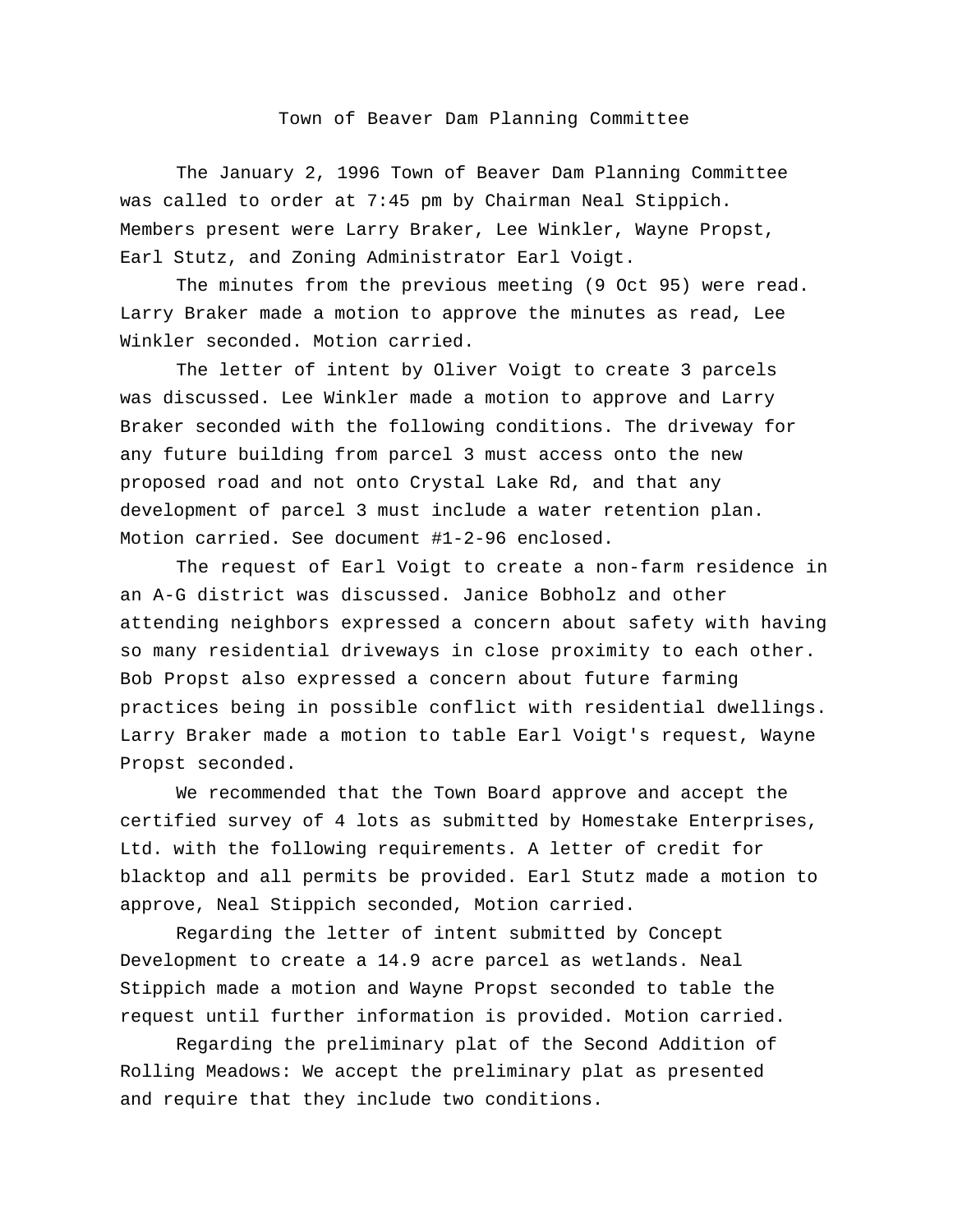# Town of Beaver Dam Planning Committee

The January 2, 1996 Town of Beaver Dam Planning Committee was called to order at 7:45 pm by Chairman Neal Stippich. Members present were Larry Braker, Lee Winkler, Wayne Propst, Earl Stutz, and Zoning Administrator Earl Voigt.

The minutes from the previous meeting (9 Oct 95) were read. Larry Braker made a motion to approve the minutes as read, Lee Winkler seconded. Motion carried.

The letter of intent by Oliver Voigt to create 3 parcels was discussed. Lee Winkler made a motion to approve and Larry Braker seconded with the following conditions. The driveway for any future building from parcel 3 must access onto the new proposed road and not onto Crystal Lake Rd, and that any development of parcel 3 must include a water retention plan. Motion carried. See document #1-2-96 enclosed.

The request of Earl Voigt to create a non-farm residence in an A-G district was discussed. Janice Bobholz and other attending neighbors expressed a concern about safety with having so many residential driveways in close proximity to each other. Bob Propst also expressed a concern about future farming practices being in possible conflict with residential dwellings. Larry Braker made a motion to table Earl Voigt's request, Wayne Propst seconded.

We recommended that the Town Board approve and accept the certified survey of 4 lots as submitted by Homestake Enterprises, Ltd. with the following requirements. A letter of credit for blacktop and all permits be provided. Earl Stutz made a motion to approve, Neal Stippich seconded, Motion carried.

Regarding the letter of intent submitted by Concept Development to create a 14.9 acre parcel as wetlands. Neal Stippich made a motion and Wayne Propst seconded to table the request until further information is provided. Motion carried.

Regarding the preliminary plat of the Second Addition of Rolling Meadows: We accept the preliminary plat as presented and require that they include two conditions.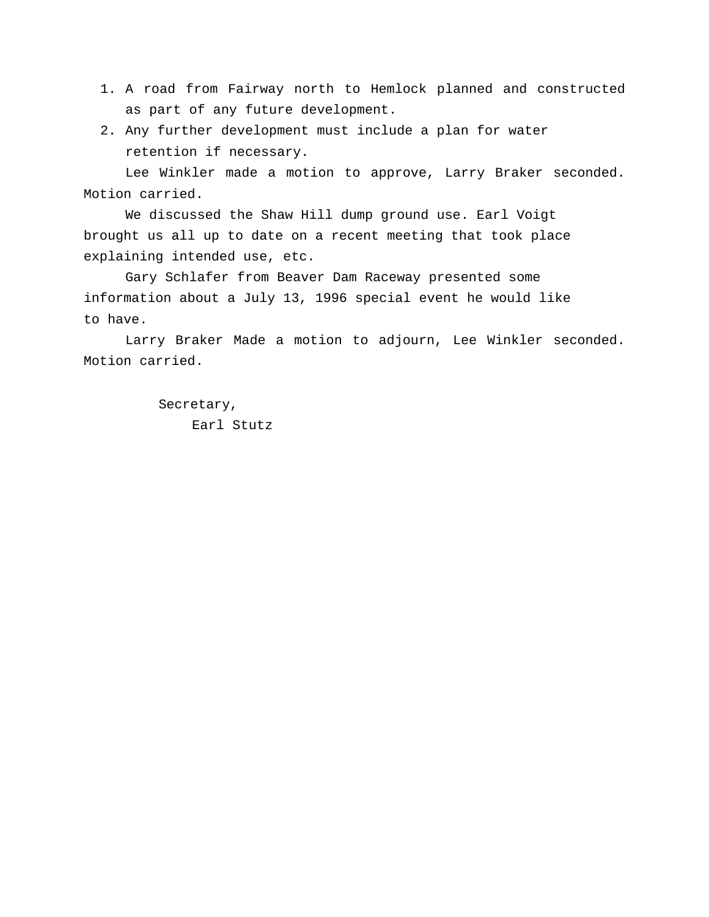1. A road from Fairway north to Hemlock planned and constructed as part of any future development.
2. Any further development must include a plan for water retention if necessary.

Lee Winkler made a motion to approve, Larry Braker seconded. Motion carried.

We discussed the Shaw Hill dump ground use. Earl Voigt brought us all up to date on a recent meeting that took place explaining intended use, etc.

Gary Schlafer from Beaver Dam Raceway presented some information about a July 13, 1996 special event he would like to have.

Larry Braker Made a motion to adjourn, Lee Winkler seconded. Motion carried.

Secretary,
Earl Stutz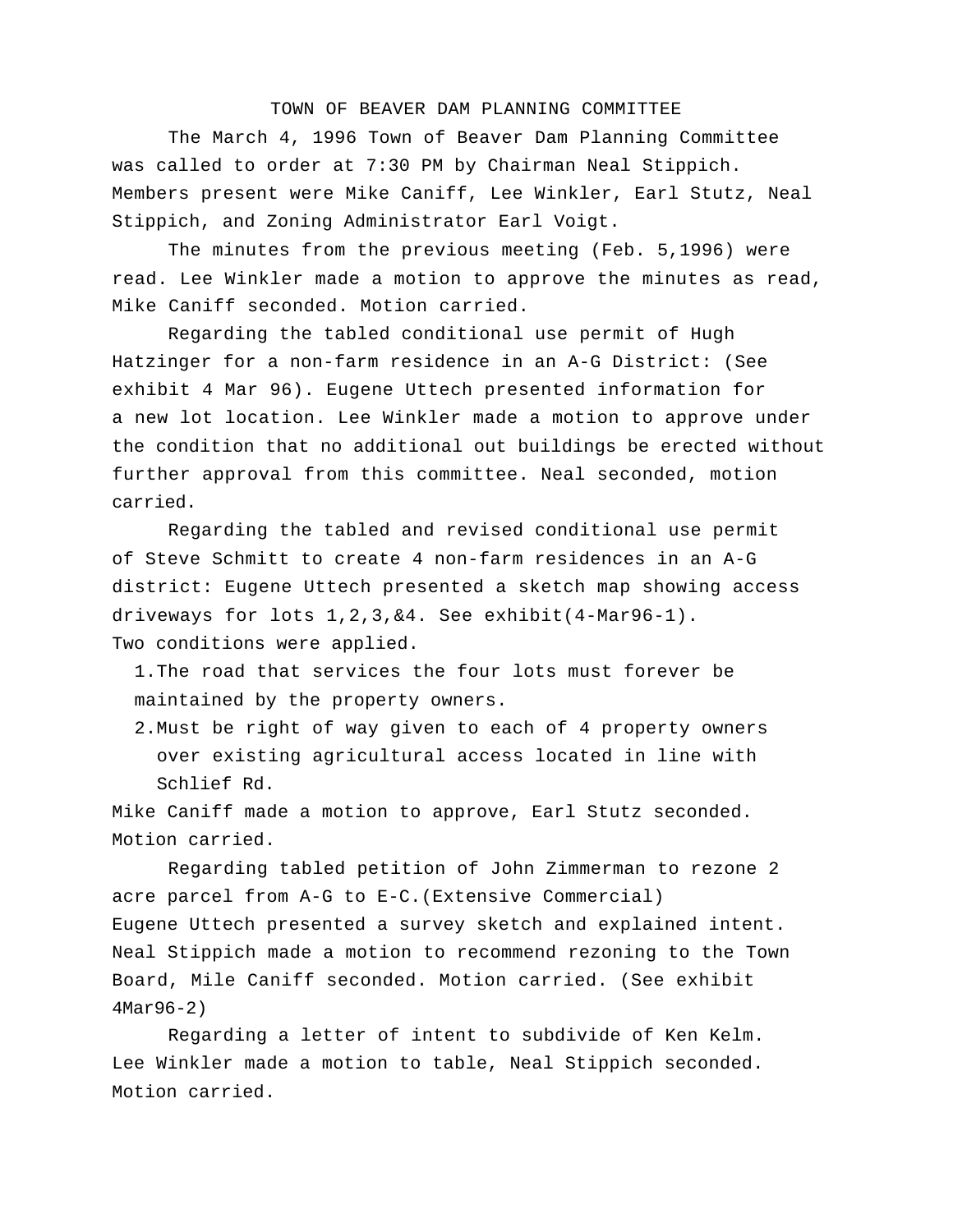# TOWN OF BEAVER DAM PLANNING COMMITTEE

The March 4, 1996 Town of Beaver Dam Planning Committee was called to order at 7:30 PM by Chairman Neal Stippich. Members present were Mike Caniff, Lee Winkler, Earl Stutz, Neal Stippich, and Zoning Administrator Earl Voigt.

The minutes from the previous meeting (Feb. 5,1996) were read. Lee Winkler made a motion to approve the minutes as read, Mike Caniff seconded. Motion carried.

Regarding the tabled conditional use permit of Hugh Hatzinger for a non-farm residence in an A-G District: (See exhibit 4 Mar 96). Eugene Uttech presented information for a new lot location. Lee Winkler made a motion to approve under the condition that no additional out buildings be erected without further approval from this committee. Neal seconded, motion carried.

Regarding the tabled and revised conditional use permit of Steve Schmitt to create 4 non-farm residences in an A-G district: Eugene Uttech presented a sketch map showing access driveways for lots 1,2,3,&4. See exhibit(4-Mar96-1). Two conditions were applied.

1. The road that services the four lots must forever be maintained by the property owners.
2. Must be right of way given to each of 4 property owners over existing agricultural access located in line with Schlief Rd.

Mike Caniff made a motion to approve, Earl Stutz seconded. Motion carried.

Regarding tabled petition of John Zimmerman to rezone 2 acre parcel from A-G to E-C.(Extensive Commercial) Eugene Uttech presented a survey sketch and explained intent. Neal Stippich made a motion to recommend rezoning to the Town Board, Mile Caniff seconded. Motion carried. (See exhibit 4Mar96-2)

Regarding a letter of intent to subdivide of Ken Kelm. Lee Winkler made a motion to table, Neal Stippich seconded. Motion carried.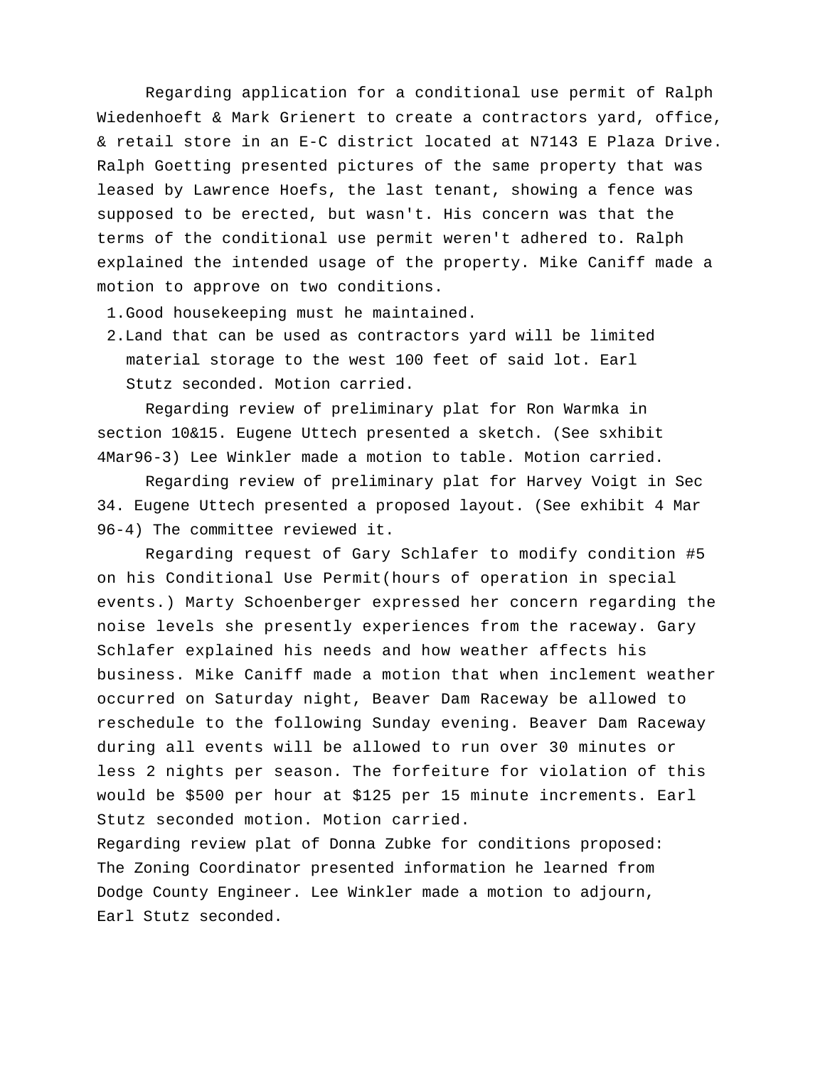Regarding application for a conditional use permit of Ralph Wiedenhoeft & Mark Grienert to create a contractors yard, office, & retail store in an E-C district located at N7143 E Plaza Drive. Ralph Goetting presented pictures of the same property that was leased by Lawrence Hoefs, the last tenant, showing a fence was supposed to be erected, but wasn't. His concern was that the terms of the conditional use permit weren't adhered to. Ralph explained the intended usage of the property. Mike Caniff made a motion to approve on two conditions.

1. Good housekeeping must he maintained.
2. Land that can be used as contractors yard will be limited material storage to the west 100 feet of said lot. Earl Stutz seconded. Motion carried.

Regarding review of preliminary plat for Ron Warmka in section 10&15. Eugene Uttech presented a sketch. (See sxhibit 4Mar96-3) Lee Winkler made a motion to table. Motion carried.

Regarding review of preliminary plat for Harvey Voigt in Sec 34. Eugene Uttech presented a proposed layout. (See exhibit 4 Mar 96-4) The committee reviewed it.

Regarding request of Gary Schlafer to modify condition #5 on his Conditional Use Permit(hours of operation in special events.) Marty Schoenberger expressed her concern regarding the noise levels she presently experiences from the raceway. Gary Schlafer explained his needs and how weather affects his business. Mike Caniff made a motion that when inclement weather occurred on Saturday night, Beaver Dam Raceway be allowed to reschedule to the following Sunday evening. Beaver Dam Raceway during all events will be allowed to run over 30 minutes or less 2 nights per season. The forfeiture for violation of this would be $500 per hour at $125 per 15 minute increments. Earl Stutz seconded motion. Motion carried.

Regarding review plat of Donna Zubke for conditions proposed: The Zoning Coordinator presented information he learned from Dodge County Engineer. Lee Winkler made a motion to adjourn, Earl Stutz seconded.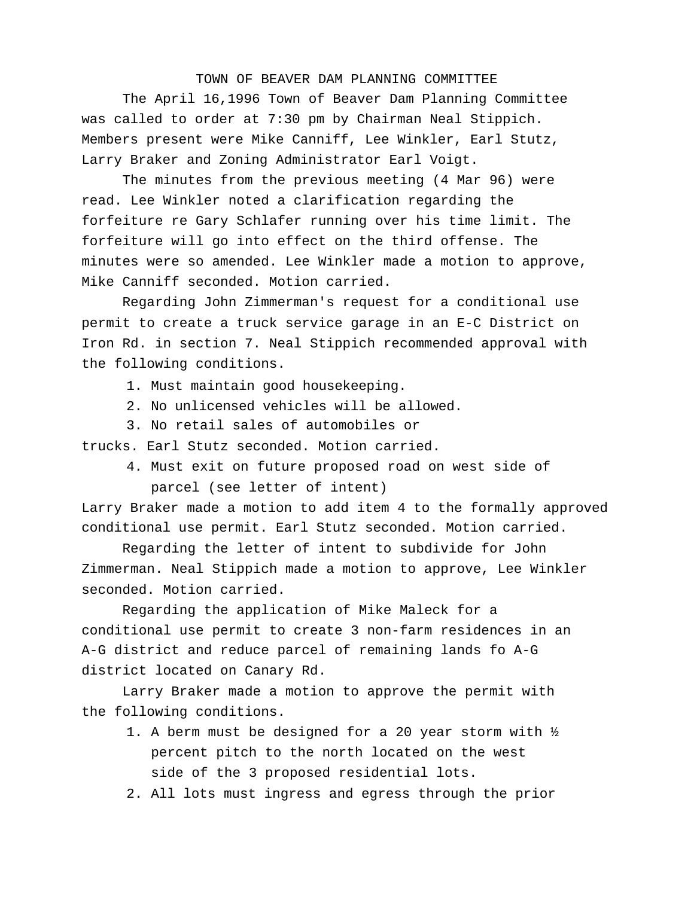# TOWN OF BEAVER DAM PLANNING COMMITTEE

The April 16,1996 Town of Beaver Dam Planning Committee was called to order at 7:30 pm by Chairman Neal Stippich. Members present were Mike Canniff, Lee Winkler, Earl Stutz, Larry Braker and Zoning Administrator Earl Voigt.

The minutes from the previous meeting (4 Mar 96) were read. Lee Winkler noted a clarification regarding the forfeiture re Gary Schlafer running over his time limit. The forfeiture will go into effect on the third offense. The minutes were so amended. Lee Winkler made a motion to approve, Mike Canniff seconded. Motion carried.

Regarding John Zimmerman's request for a conditional use permit to create a truck service garage in an E-C District on Iron Rd. in section 7. Neal Stippich recommended approval with the following conditions.

1. Must maintain good housekeeping.
2. No unlicensed vehicles will be allowed.
3. No retail sales of automobiles or

trucks. Earl Stutz seconded. Motion carried.

4. Must exit on future proposed road on west side of parcel (see letter of intent)

Larry Braker made a motion to add item 4 to the formally approved conditional use permit. Earl Stutz seconded. Motion carried.

Regarding the letter of intent to subdivide for John Zimmerman. Neal Stippich made a motion to approve, Lee Winkler seconded. Motion carried.

Regarding the application of Mike Maleck for a conditional use permit to create 3 non-farm residences in an A-G district and reduce parcel of remaining lands fo A-G district located on Canary Rd.

Larry Braker made a motion to approve the permit with the following conditions.

1. A berm must be designed for a 20 year storm with ½ percent pitch to the north located on the west side of the 3 proposed residential lots.
2. All lots must ingress and egress through the prior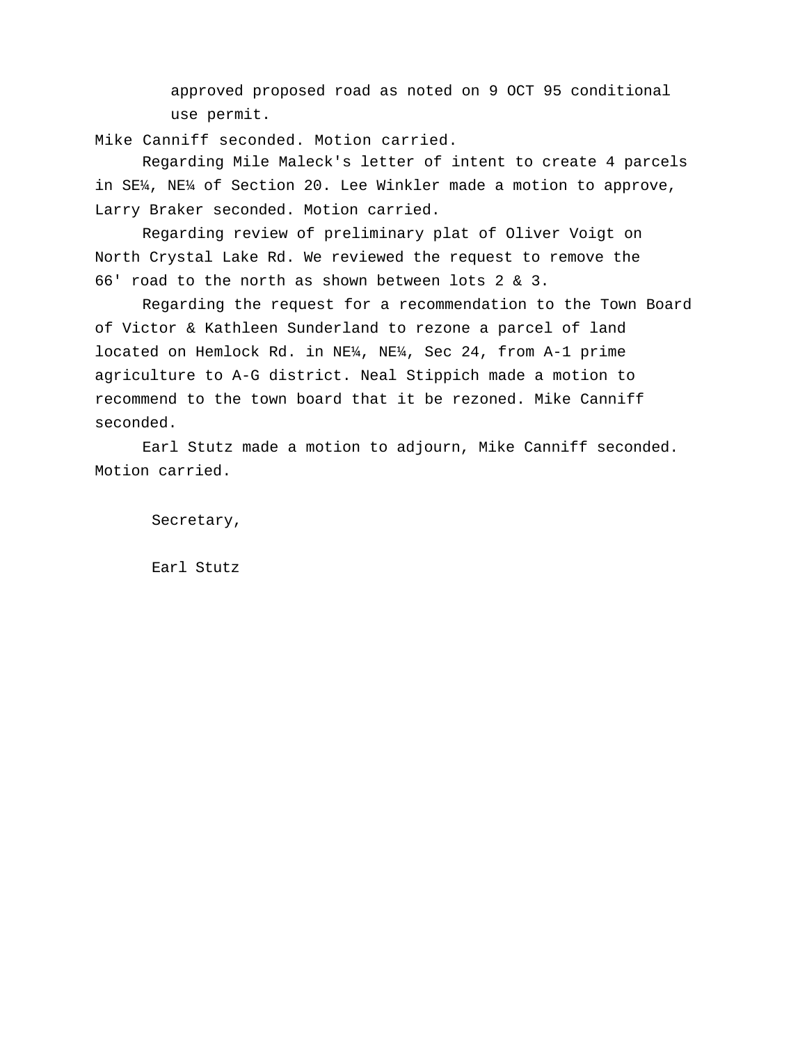approved proposed road as noted on 9 OCT 95 conditional use permit.

Mike Canniff seconded. Motion carried.

Regarding Mile Maleck's letter of intent to create 4 parcels in SE¼, NE¼ of Section 20. Lee Winkler made a motion to approve, Larry Braker seconded. Motion carried.

Regarding review of preliminary plat of Oliver Voigt on North Crystal Lake Rd. We reviewed the request to remove the 66' road to the north as shown between lots 2 & 3.

Regarding the request for a recommendation to the Town Board of Victor & Kathleen Sunderland to rezone a parcel of land located on Hemlock Rd. in NE¼, NE¼, Sec 24, from A-1 prime agriculture to A-G district. Neal Stippich made a motion to recommend to the town board that it be rezoned. Mike Canniff seconded.

Earl Stutz made a motion to adjourn, Mike Canniff seconded. Motion carried.

Secretary,

Earl Stutz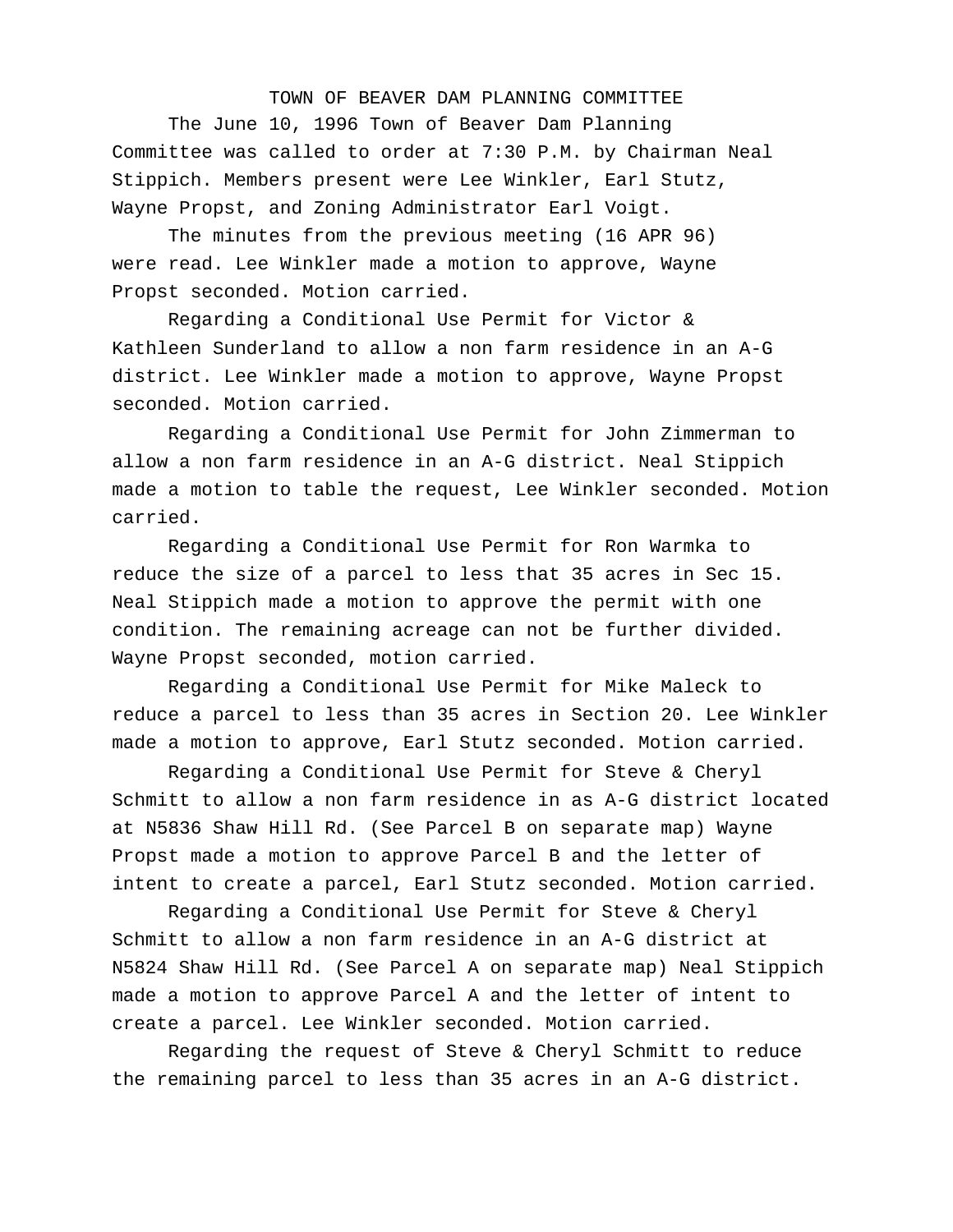# TOWN OF BEAVER DAM PLANNING COMMITTEE

The June 10, 1996 Town of Beaver Dam Planning Committee was called to order at 7:30 P.M. by Chairman Neal Stippich. Members present were Lee Winkler, Earl Stutz, Wayne Propst, and Zoning Administrator Earl Voigt.

The minutes from the previous meeting (16 APR 96) were read. Lee Winkler made a motion to approve, Wayne Propst seconded. Motion carried.

Regarding a Conditional Use Permit for Victor & Kathleen Sunderland to allow a non farm residence in an A-G district. Lee Winkler made a motion to approve, Wayne Propst seconded. Motion carried.

Regarding a Conditional Use Permit for John Zimmerman to allow a non farm residence in an A-G district. Neal Stippich made a motion to table the request, Lee Winkler seconded. Motion carried.

Regarding a Conditional Use Permit for Ron Warmka to reduce the size of a parcel to less that 35 acres in Sec 15. Neal Stippich made a motion to approve the permit with one condition. The remaining acreage can not be further divided. Wayne Propst seconded, motion carried.

Regarding a Conditional Use Permit for Mike Maleck to reduce a parcel to less than 35 acres in Section 20. Lee Winkler made a motion to approve, Earl Stutz seconded. Motion carried.

Regarding a Conditional Use Permit for Steve & Cheryl Schmitt to allow a non farm residence in as A-G district located at N5836 Shaw Hill Rd. (See Parcel B on separate map) Wayne Propst made a motion to approve Parcel B and the letter of intent to create a parcel, Earl Stutz seconded. Motion carried.

Regarding a Conditional Use Permit for Steve & Cheryl Schmitt to allow a non farm residence in an A-G district at N5824 Shaw Hill Rd. (See Parcel A on separate map) Neal Stippich made a motion to approve Parcel A and the letter of intent to create a parcel. Lee Winkler seconded. Motion carried.

Regarding the request of Steve & Cheryl Schmitt to reduce the remaining parcel to less than 35 acres in an A-G district.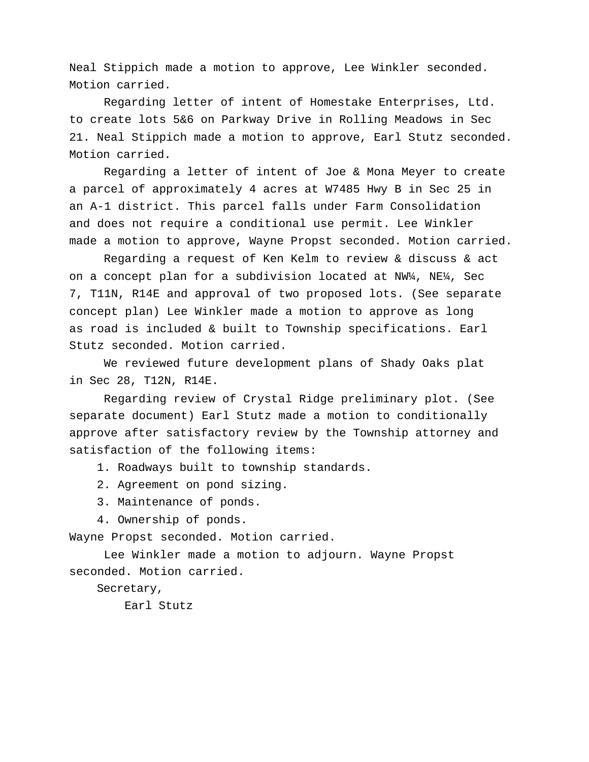Neal Stippich made a motion to approve, Lee Winkler seconded. Motion carried.

Regarding letter of intent of Homestake Enterprises, Ltd. to create lots 5&6 on Parkway Drive in Rolling Meadows in Sec 21. Neal Stippich made a motion to approve, Earl Stutz seconded. Motion carried.

Regarding a letter of intent of Joe & Mona Meyer to create a parcel of approximately 4 acres at W7485 Hwy B in Sec 25 in an A-1 district. This parcel falls under Farm Consolidation and does not require a conditional use permit. Lee Winkler made a motion to approve, Wayne Propst seconded. Motion carried.

Regarding a request of Ken Kelm to review & discuss & act on a concept plan for a subdivision located at NW¼, NE¼, Sec 7, T11N, R14E and approval of two proposed lots. (See separate concept plan) Lee Winkler made a motion to approve as long as road is included & built to Township specifications. Earl Stutz seconded. Motion carried.

We reviewed future development plans of Shady Oaks plat in Sec 28, T12N, R14E.

Regarding review of Crystal Ridge preliminary plot. (See separate document) Earl Stutz made a motion to conditionally approve after satisfactory review by the Township attorney and satisfaction of the following items:

1. Roadways built to township standards.
2. Agreement on pond sizing.
3. Maintenance of ponds.
4. Ownership of ponds.

Wayne Propst seconded. Motion carried.

Lee Winkler made a motion to adjourn. Wayne Propst seconded. Motion carried.

Secretary,

Earl Stutz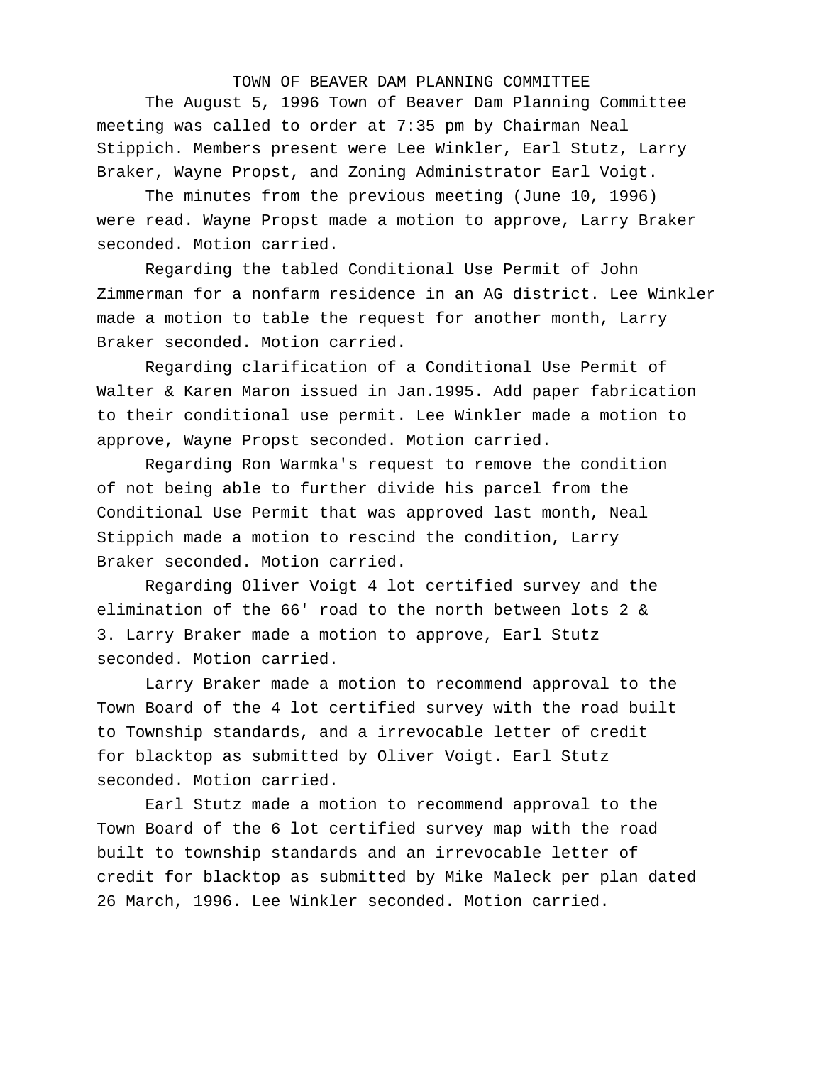# TOWN OF BEAVER DAM PLANNING COMMITTEE

The August 5, 1996 Town of Beaver Dam Planning Committee meeting was called to order at 7:35 pm by Chairman Neal Stippich. Members present were Lee Winkler, Earl Stutz, Larry Braker, Wayne Propst, and Zoning Administrator Earl Voigt.

The minutes from the previous meeting (June 10, 1996) were read. Wayne Propst made a motion to approve, Larry Braker seconded. Motion carried.

Regarding the tabled Conditional Use Permit of John Zimmerman for a nonfarm residence in an AG district. Lee Winkler made a motion to table the request for another month, Larry Braker seconded. Motion carried.

Regarding clarification of a Conditional Use Permit of Walter & Karen Maron issued in Jan.1995. Add paper fabrication to their conditional use permit. Lee Winkler made a motion to approve, Wayne Propst seconded. Motion carried.

Regarding Ron Warmka's request to remove the condition of not being able to further divide his parcel from the Conditional Use Permit that was approved last month, Neal Stippich made a motion to rescind the condition, Larry Braker seconded. Motion carried.

Regarding Oliver Voigt 4 lot certified survey and the elimination of the 66' road to the north between lots 2 & 3. Larry Braker made a motion to approve, Earl Stutz seconded. Motion carried.

Larry Braker made a motion to recommend approval to the Town Board of the 4 lot certified survey with the road built to Township standards, and a irrevocable letter of credit for blacktop as submitted by Oliver Voigt. Earl Stutz seconded. Motion carried.

Earl Stutz made a motion to recommend approval to the Town Board of the 6 lot certified survey map with the road built to township standards and an irrevocable letter of credit for blacktop as submitted by Mike Maleck per plan dated 26 March, 1996. Lee Winkler seconded. Motion carried.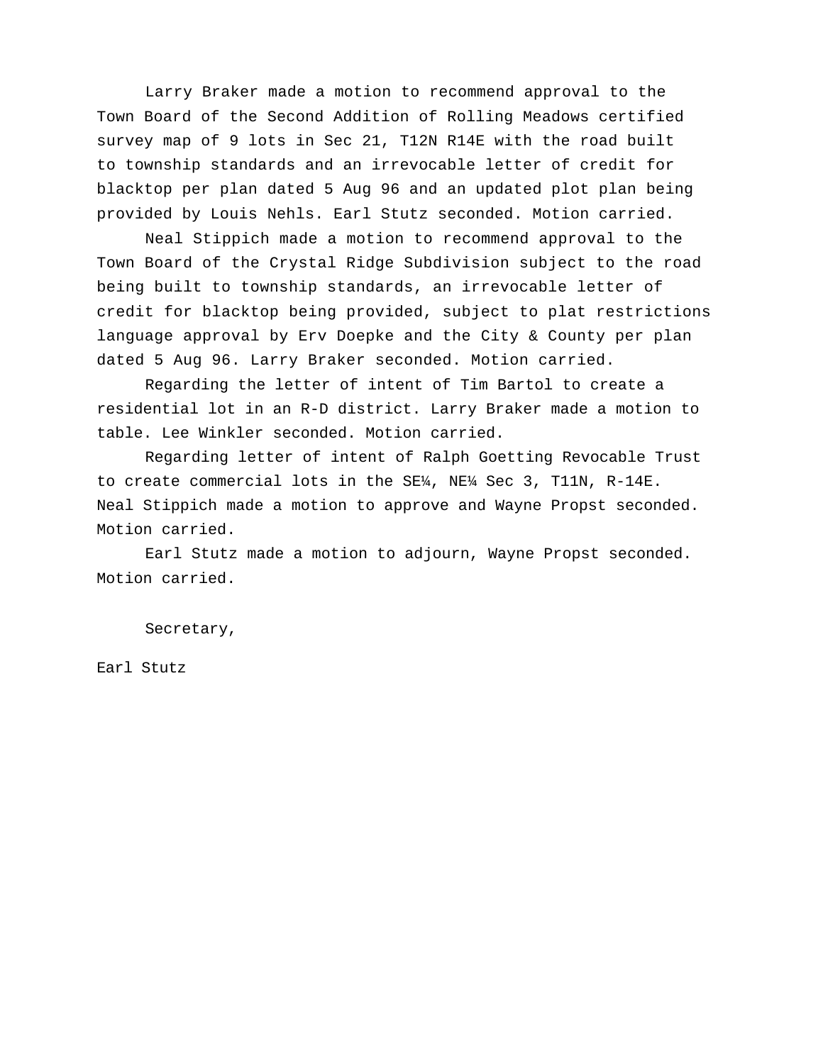Larry Braker made a motion to recommend approval to the Town Board of the Second Addition of Rolling Meadows certified survey map of 9 lots in Sec 21, T12N R14E with the road built to township standards and an irrevocable letter of credit for blacktop per plan dated 5 Aug 96 and an updated plot plan being provided by Louis Nehls. Earl Stutz seconded. Motion carried.

Neal Stippich made a motion to recommend approval to the Town Board of the Crystal Ridge Subdivision subject to the road being built to township standards, an irrevocable letter of credit for blacktop being provided, subject to plat restrictions language approval by Erv Doepke and the City & County per plan dated 5 Aug 96. Larry Braker seconded. Motion carried.

Regarding the letter of intent of Tim Bartol to create a residential lot in an R-D district. Larry Braker made a motion to table. Lee Winkler seconded. Motion carried.

Regarding letter of intent of Ralph Goetting Revocable Trust to create commercial lots in the SE¼, NE¼ Sec 3, T11N, R-14E. Neal Stippich made a motion to approve and Wayne Propst seconded. Motion carried.

Earl Stutz made a motion to adjourn, Wayne Propst seconded. Motion carried.

Secretary,

Earl Stutz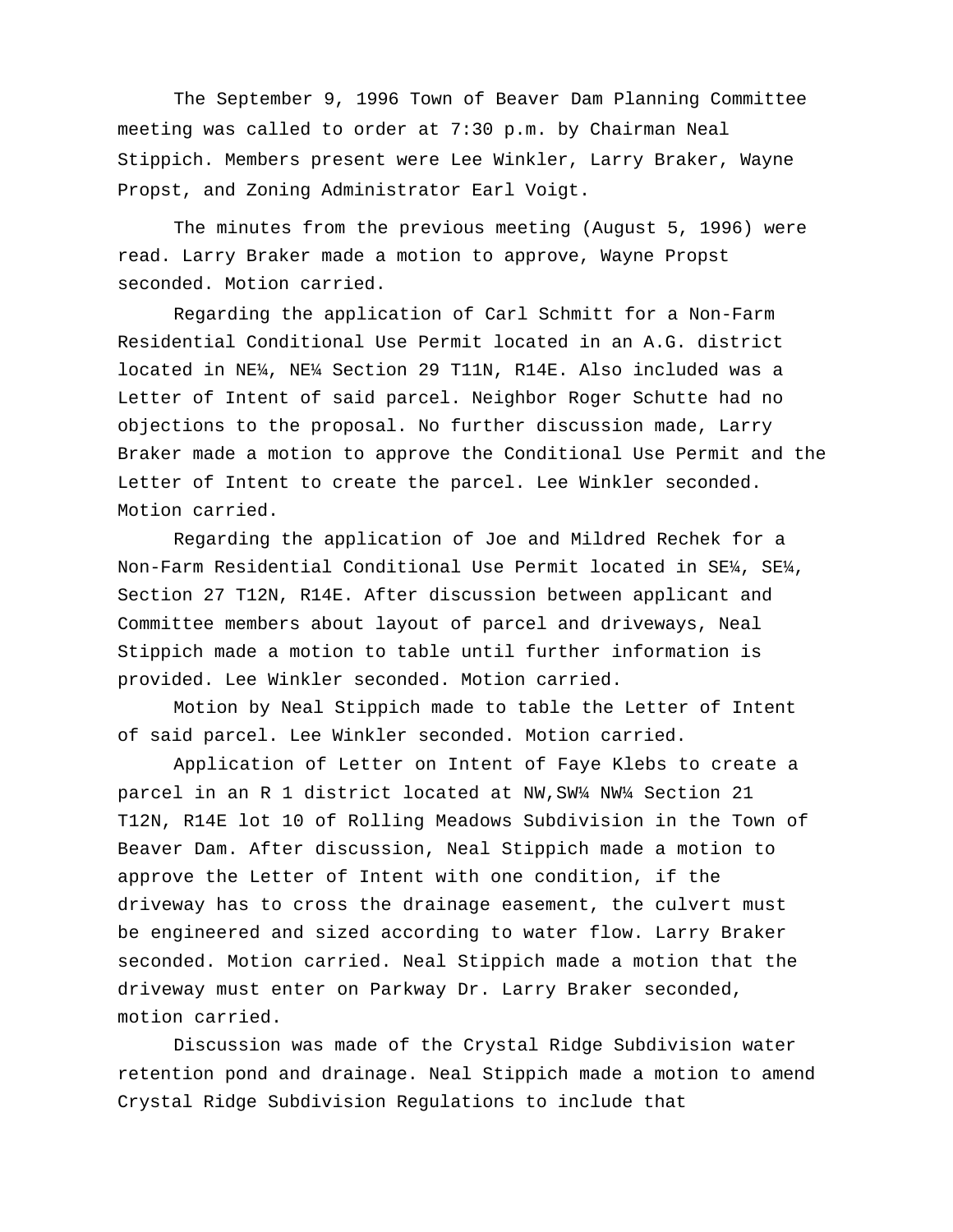The September 9, 1996 Town of Beaver Dam Planning Committee meeting was called to order at 7:30 p.m. by Chairman Neal Stippich. Members present were Lee Winkler, Larry Braker, Wayne Propst, and Zoning Administrator Earl Voigt.

The minutes from the previous meeting (August 5, 1996) were read. Larry Braker made a motion to approve, Wayne Propst seconded. Motion carried.

Regarding the application of Carl Schmitt for a Non-Farm Residential Conditional Use Permit located in an A.G. district located in NE¼, NE¼ Section 29 T11N, R14E. Also included was a Letter of Intent of said parcel. Neighbor Roger Schutte had no objections to the proposal. No further discussion made, Larry Braker made a motion to approve the Conditional Use Permit and the Letter of Intent to create the parcel. Lee Winkler seconded. Motion carried.

Regarding the application of Joe and Mildred Rechek for a Non-Farm Residential Conditional Use Permit located in SE¼, SE¼, Section 27 T12N, R14E. After discussion between applicant and Committee members about layout of parcel and driveways, Neal Stippich made a motion to table until further information is provided. Lee Winkler seconded. Motion carried.

Motion by Neal Stippich made to table the Letter of Intent of said parcel. Lee Winkler seconded. Motion carried.

Application of Letter on Intent of Faye Klebs to create a parcel in an R 1 district located at NW,SW¼ NW¼ Section 21 T12N, R14E lot 10 of Rolling Meadows Subdivision in the Town of Beaver Dam. After discussion, Neal Stippich made a motion to approve the Letter of Intent with one condition, if the driveway has to cross the drainage easement, the culvert must be engineered and sized according to water flow. Larry Braker seconded. Motion carried. Neal Stippich made a motion that the driveway must enter on Parkway Dr. Larry Braker seconded, motion carried.

Discussion was made of the Crystal Ridge Subdivision water retention pond and drainage. Neal Stippich made a motion to amend Crystal Ridge Subdivision Regulations to include that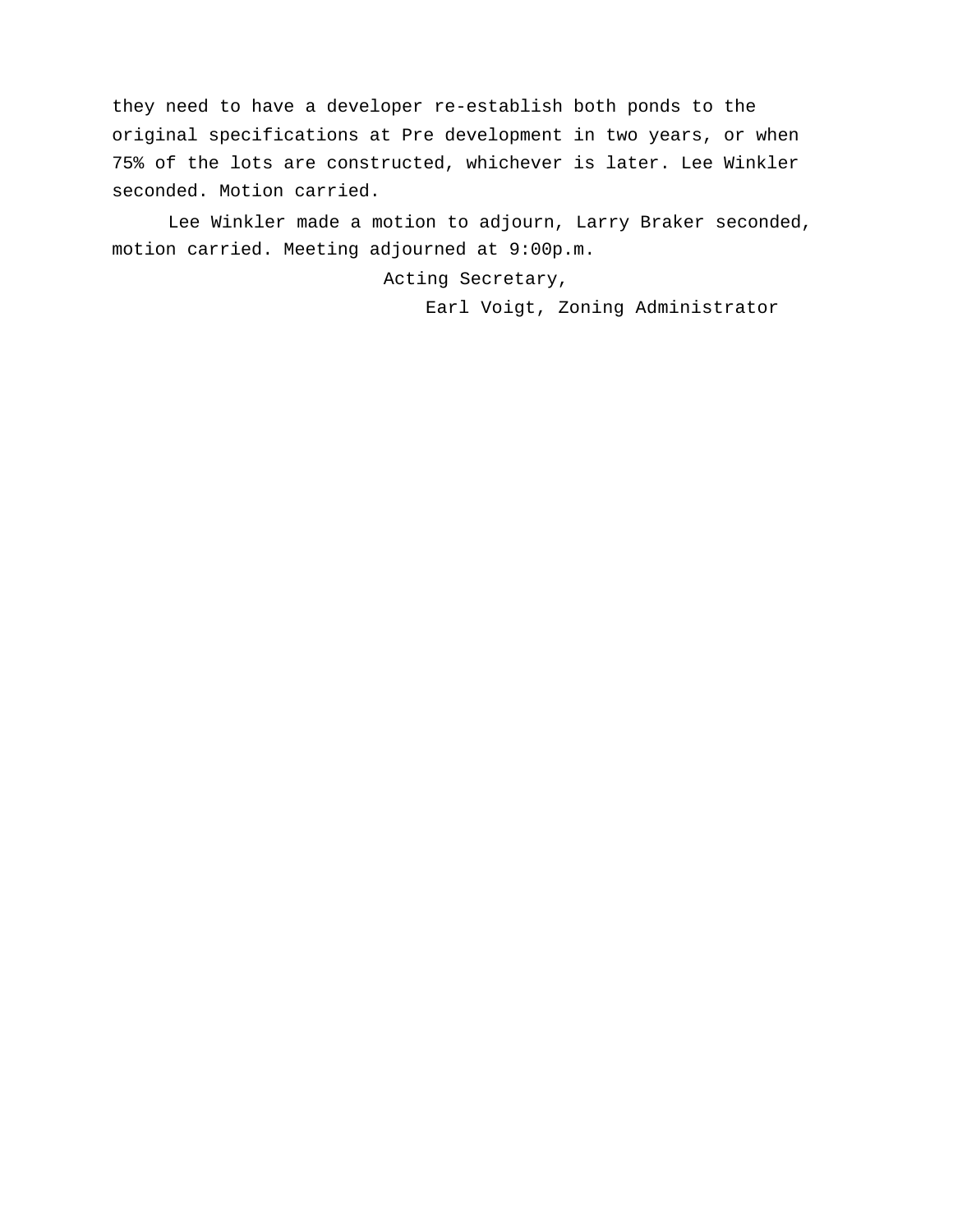they need to have a developer re-establish both ponds to the original specifications at Pre development in two years, or when 75% of the lots are constructed, whichever is later. Lee Winkler seconded. Motion carried.

Lee Winkler made a motion to adjourn, Larry Braker seconded, motion carried. Meeting adjourned at 9:00p.m.

Acting Secretary,

Earl Voigt, Zoning Administrator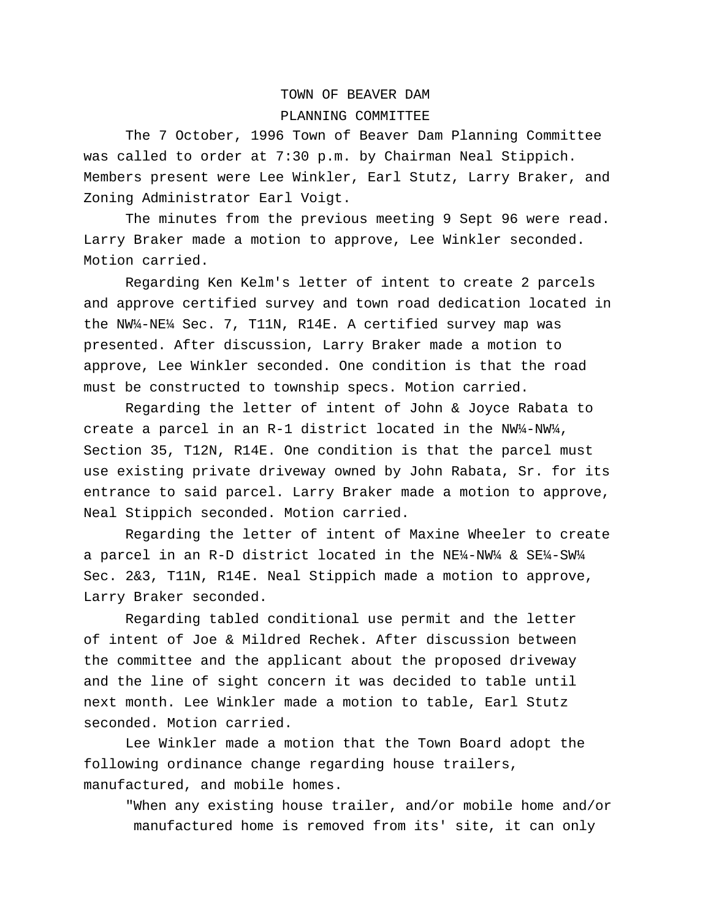TOWN OF BEAVER DAM

PLANNING COMMITTEE

The 7 October, 1996 Town of Beaver Dam Planning Committee was called to order at 7:30 p.m. by Chairman Neal Stippich. Members present were Lee Winkler, Earl Stutz, Larry Braker, and Zoning Administrator Earl Voigt.

The minutes from the previous meeting 9 Sept 96 were read. Larry Braker made a motion to approve, Lee Winkler seconded. Motion carried.

Regarding Ken Kelm's letter of intent to create 2 parcels and approve certified survey and town road dedication located in the NW¼-NE¼ Sec. 7, T11N, R14E. A certified survey map was presented. After discussion, Larry Braker made a motion to approve, Lee Winkler seconded. One condition is that the road must be constructed to township specs. Motion carried.

Regarding the letter of intent of John & Joyce Rabata to create a parcel in an R-1 district located in the NW¼-NW¼, Section 35, T12N, R14E. One condition is that the parcel must use existing private driveway owned by John Rabata, Sr. for its entrance to said parcel. Larry Braker made a motion to approve, Neal Stippich seconded. Motion carried.

Regarding the letter of intent of Maxine Wheeler to create a parcel in an R-D district located in the NE¼-NW¼ & SE¼-SW¼ Sec. 2&3, T11N, R14E. Neal Stippich made a motion to approve, Larry Braker seconded.

Regarding tabled conditional use permit and the letter of intent of Joe & Mildred Rechek. After discussion between the committee and the applicant about the proposed driveway and the line of sight concern it was decided to table until next month. Lee Winkler made a motion to table, Earl Stutz seconded. Motion carried.

Lee Winkler made a motion that the Town Board adopt the following ordinance change regarding house trailers, manufactured, and mobile homes.

"When any existing house trailer, and/or mobile home and/or manufactured home is removed from its' site, it can only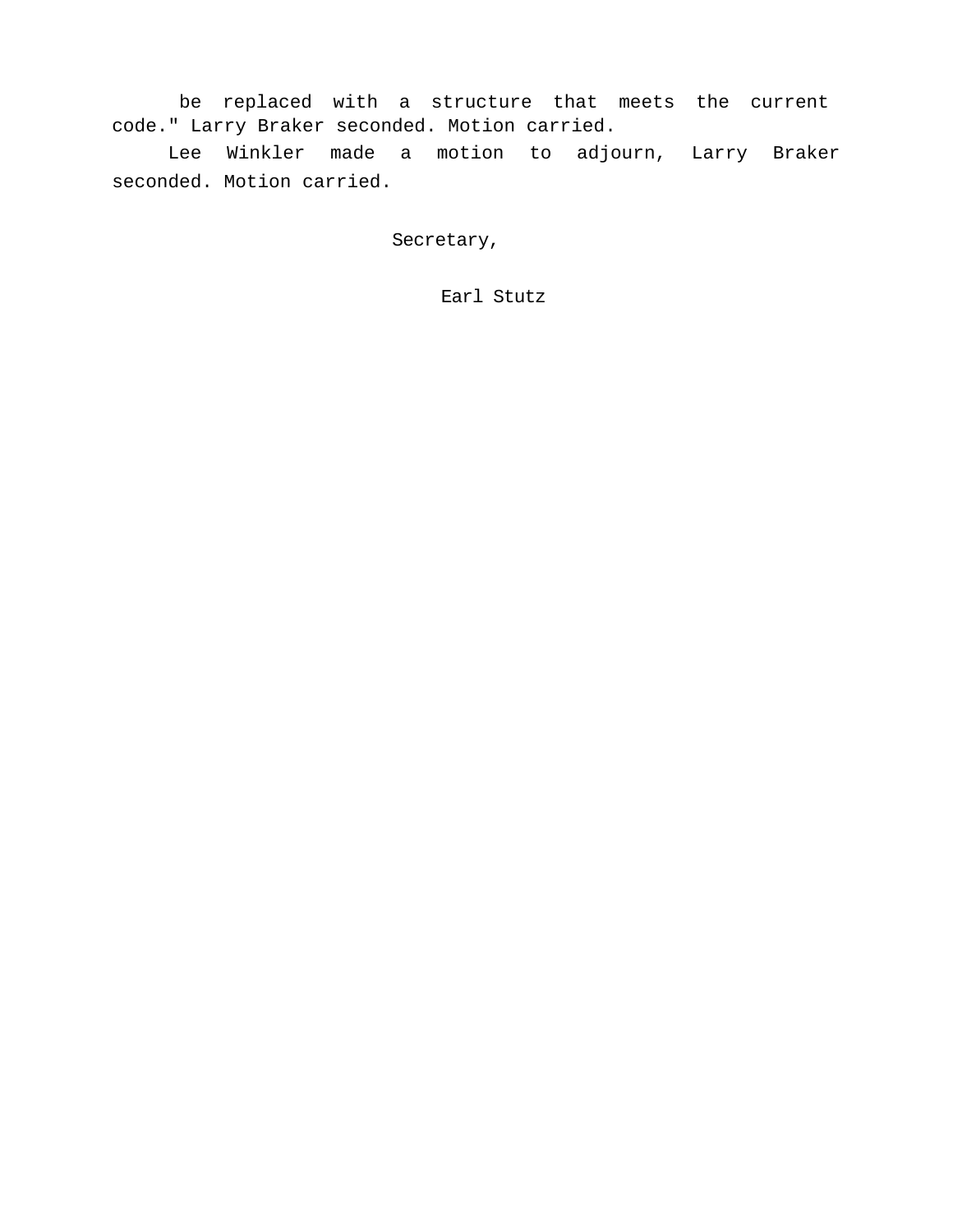be replaced with a structure that meets the current code." Larry Braker seconded. Motion carried.

Lee Winkler made a motion to adjourn, Larry Braker seconded. Motion carried.

Secretary,

Earl Stutz